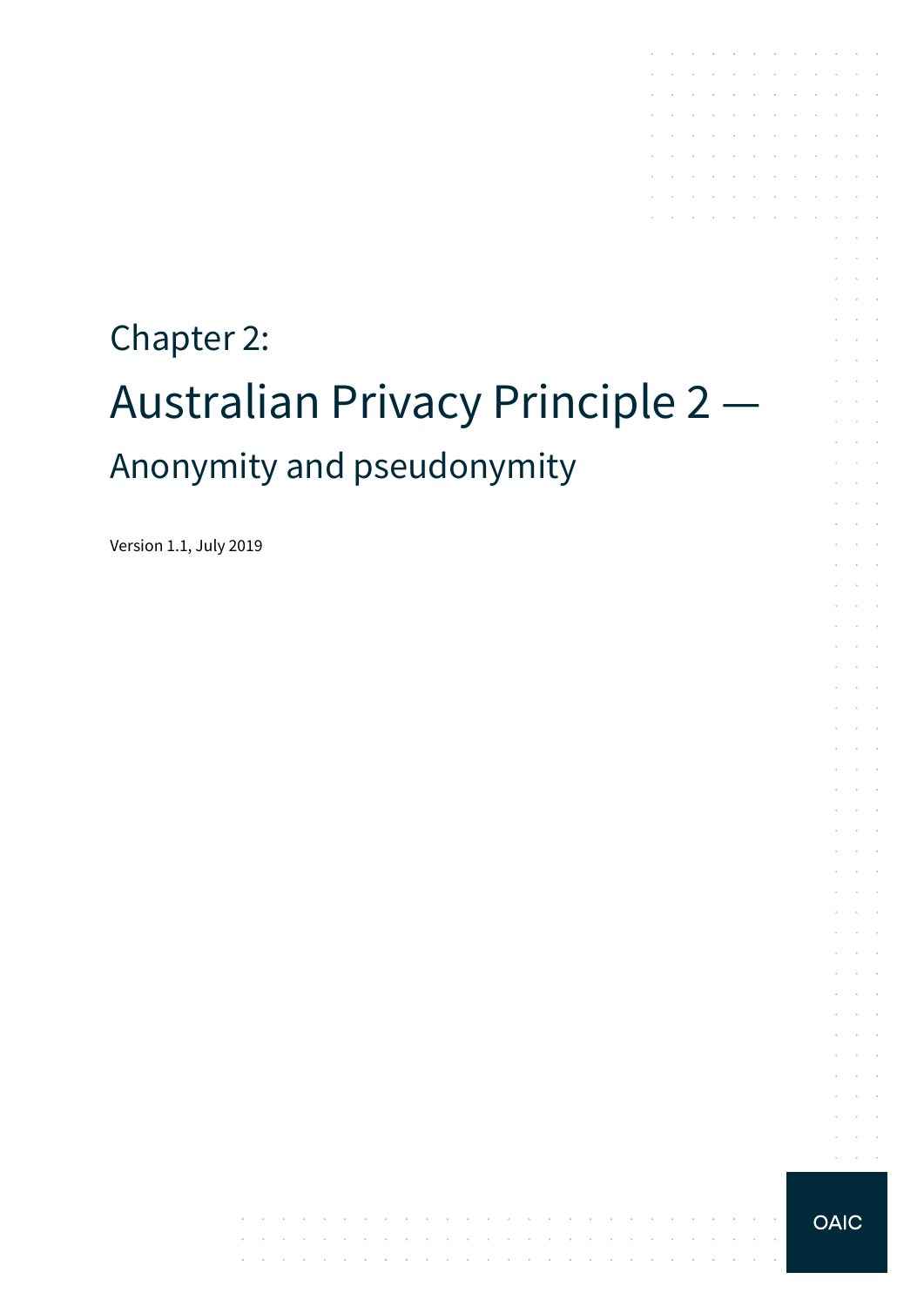Chapter 2:

# Australian Privacy Principle 2 —

## Anonymity and pseudonymity

Version 1.1, July 2019

OAIC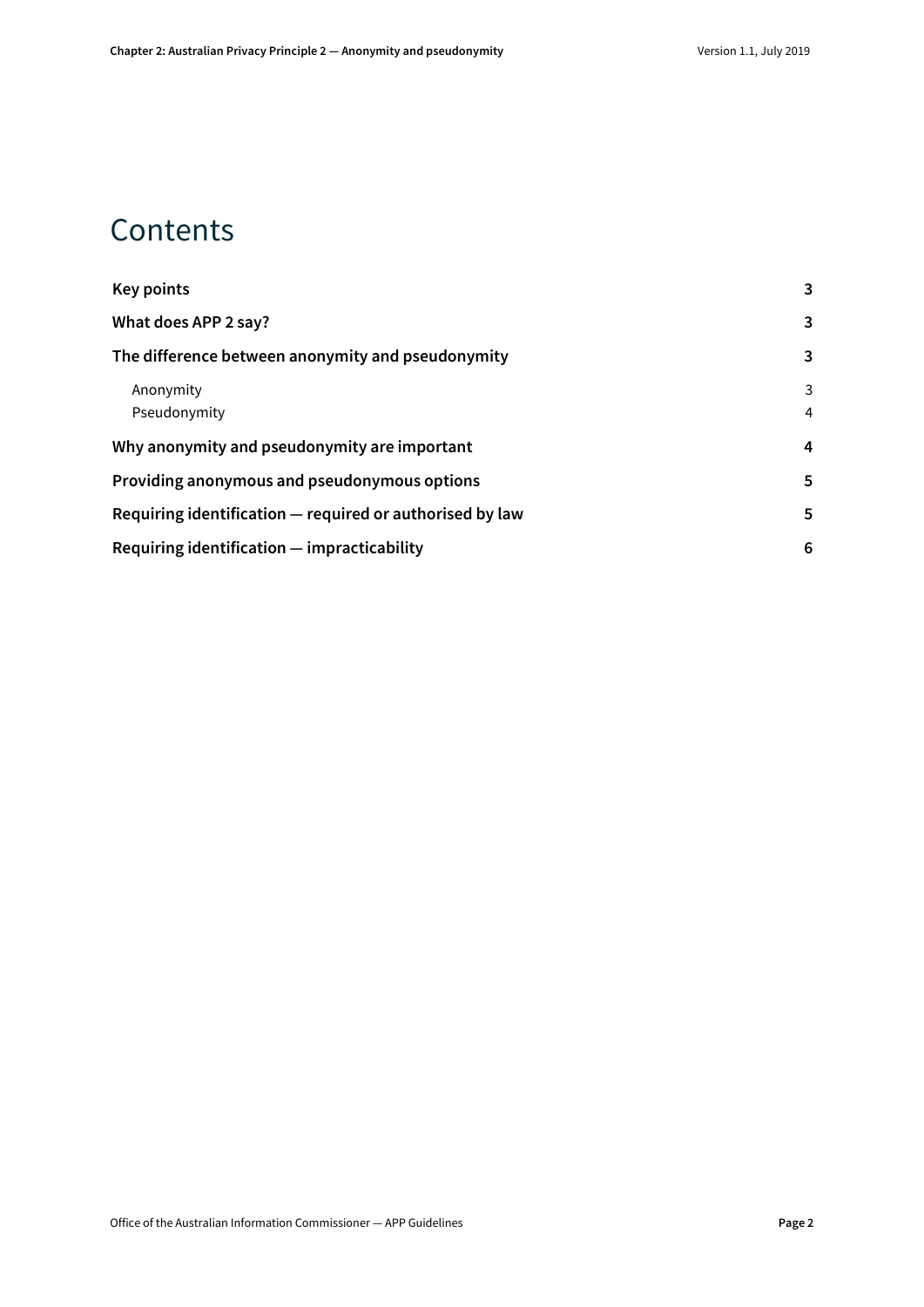# Contents

| | |
|---|---|
| **Key points** | **3** |
| **What does APP 2 say?** | **3** |
| **The difference between anonymity and pseudonymity** | **3** |
| Anonymity | 3 |
| Pseudonymity | 4 |
| **Why anonymity and pseudonymity are important** | **4** |
| **Providing anonymous and pseudonymous options** | **5** |
| **Requiring identification — required or authorised by law** | **5** |
| **Requiring identification — impracticability** | **6** |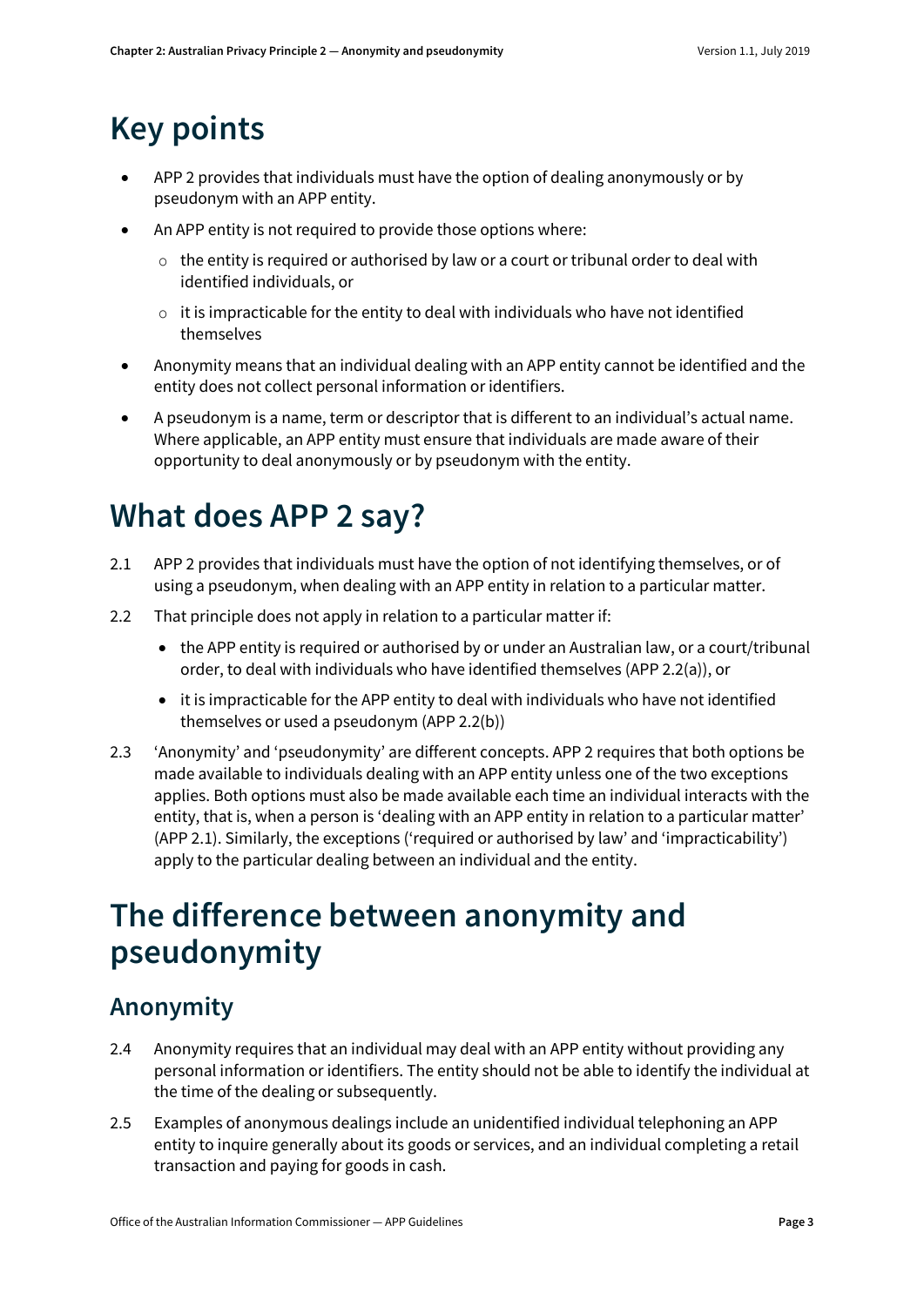# Key points

- APP 2 provides that individuals must have the option of dealing anonymously or by pseudonym with an APP entity.
- An APP entity is not required to provide those options where:
  - the entity is required or authorised by law or a court or tribunal order to deal with identified individuals, or
  - it is impracticable for the entity to deal with individuals who have not identified themselves
- Anonymity means that an individual dealing with an APP entity cannot be identified and the entity does not collect personal information or identifiers.
- A pseudonym is a name, term or descriptor that is different to an individual's actual name. Where applicable, an APP entity must ensure that individuals are made aware of their opportunity to deal anonymously or by pseudonym with the entity.

# What does APP 2 say?

2.1 APP 2 provides that individuals must have the option of not identifying themselves, or of using a pseudonym, when dealing with an APP entity in relation to a particular matter.

2.2 That principle does not apply in relation to a particular matter if:

- the APP entity is required or authorised by or under an Australian law, or a court/tribunal order, to deal with individuals who have identified themselves (APP 2.2(a)), or
- it is impracticable for the APP entity to deal with individuals who have not identified themselves or used a pseudonym (APP 2.2(b))

2.3 'Anonymity' and 'pseudonymity' are different concepts. APP 2 requires that both options be made available to individuals dealing with an APP entity unless one of the two exceptions applies. Both options must also be made available each time an individual interacts with the entity, that is, when a person is 'dealing with an APP entity in relation to a particular matter' (APP 2.1). Similarly, the exceptions ('required or authorised by law' and 'impracticability') apply to the particular dealing between an individual and the entity.

# The difference between anonymity and pseudonymity

## Anonymity

2.4 Anonymity requires that an individual may deal with an APP entity without providing any personal information or identifiers. The entity should not be able to identify the individual at the time of the dealing or subsequently.

2.5 Examples of anonymous dealings include an unidentified individual telephoning an APP entity to inquire generally about its goods or services, and an individual completing a retail transaction and paying for goods in cash.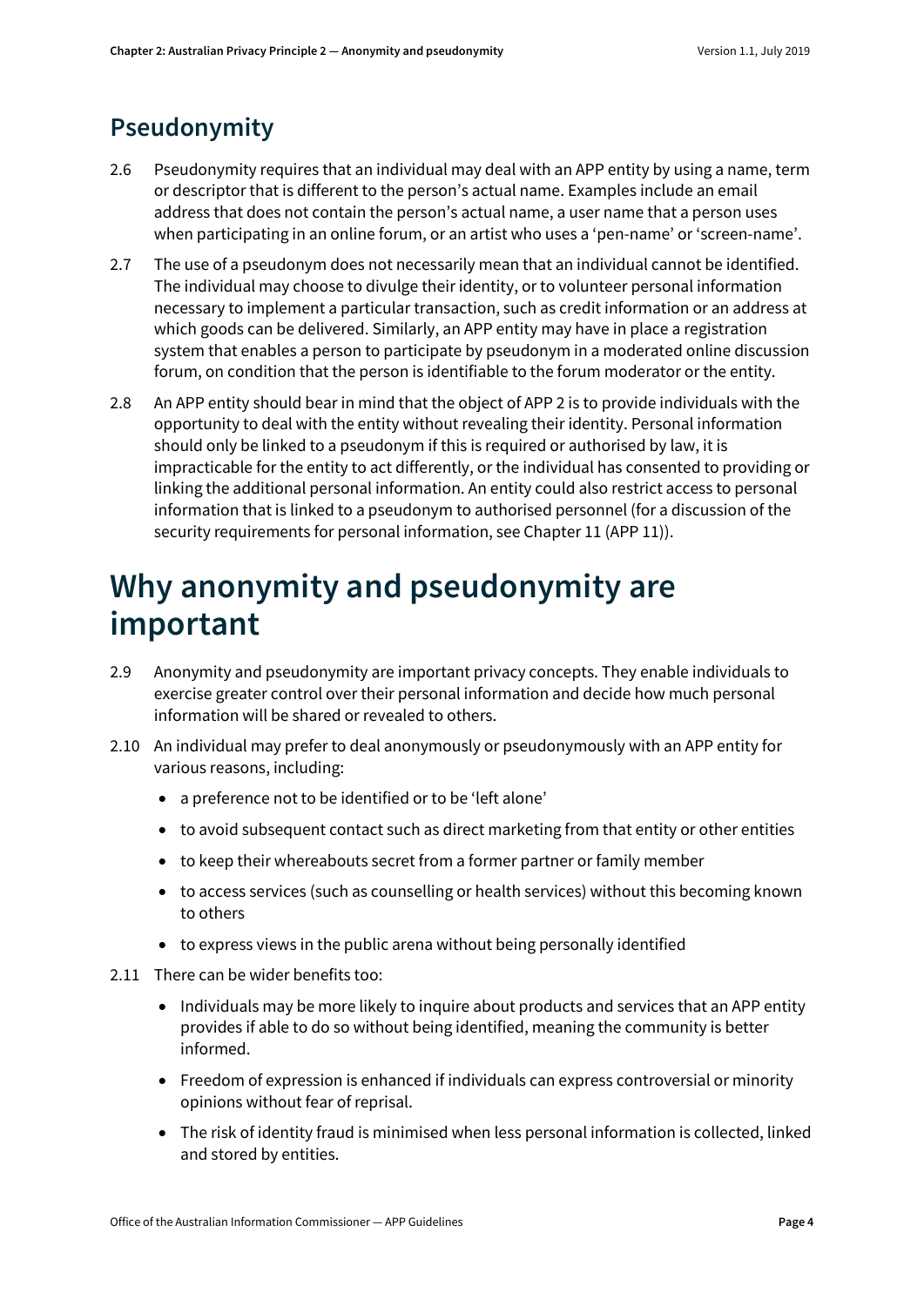## Pseudonymity

2.6 Pseudonymity requires that an individual may deal with an APP entity by using a name, term or descriptor that is different to the person's actual name. Examples include an email address that does not contain the person's actual name, a user name that a person uses when participating in an online forum, or an artist who uses a 'pen-name' or 'screen-name'.

2.7 The use of a pseudonym does not necessarily mean that an individual cannot be identified. The individual may choose to divulge their identity, or to volunteer personal information necessary to implement a particular transaction, such as credit information or an address at which goods can be delivered. Similarly, an APP entity may have in place a registration system that enables a person to participate by pseudonym in a moderated online discussion forum, on condition that the person is identifiable to the forum moderator or the entity.

2.8 An APP entity should bear in mind that the object of APP 2 is to provide individuals with the opportunity to deal with the entity without revealing their identity. Personal information should only be linked to a pseudonym if this is required or authorised by law, it is impracticable for the entity to act differently, or the individual has consented to providing or linking the additional personal information. An entity could also restrict access to personal information that is linked to a pseudonym to authorised personnel (for a discussion of the security requirements for personal information, see Chapter 11 (APP 11)).

# Why anonymity and pseudonymity are important

2.9 Anonymity and pseudonymity are important privacy concepts. They enable individuals to exercise greater control over their personal information and decide how much personal information will be shared or revealed to others.

2.10 An individual may prefer to deal anonymously or pseudonymously with an APP entity for various reasons, including:

- a preference not to be identified or to be 'left alone'
- to avoid subsequent contact such as direct marketing from that entity or other entities
- to keep their whereabouts secret from a former partner or family member
- to access services (such as counselling or health services) without this becoming known to others
- to express views in the public arena without being personally identified

2.11 There can be wider benefits too:

- Individuals may be more likely to inquire about products and services that an APP entity provides if able to do so without being identified, meaning the community is better informed.
- Freedom of expression is enhanced if individuals can express controversial or minority opinions without fear of reprisal.
- The risk of identity fraud is minimised when less personal information is collected, linked and stored by entities.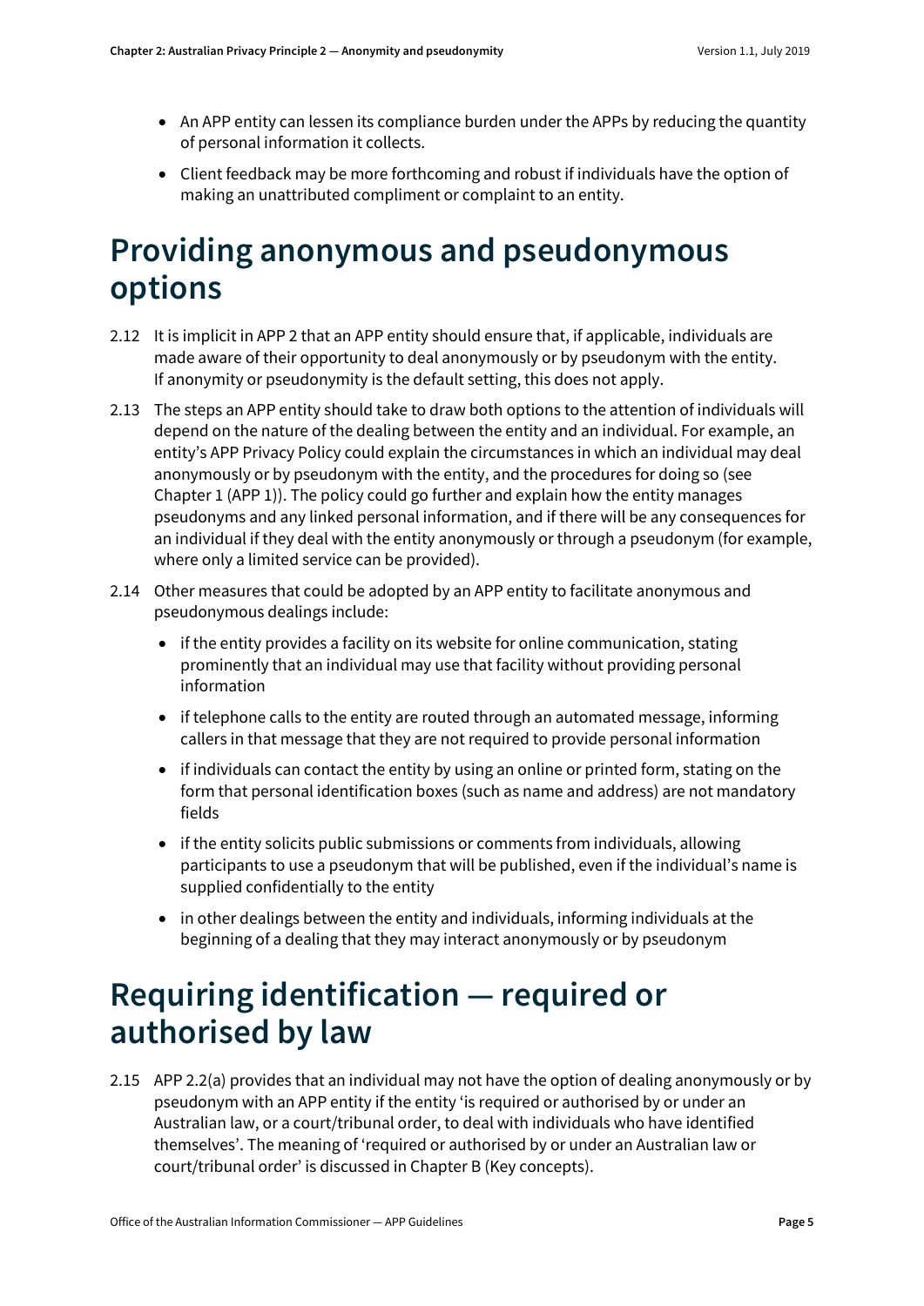- An APP entity can lessen its compliance burden under the APPs by reducing the quantity of personal information it collects.
- Client feedback may be more forthcoming and robust if individuals have the option of making an unattributed compliment or complaint to an entity.

# Providing anonymous and pseudonymous options

2.12 It is implicit in APP 2 that an APP entity should ensure that, if applicable, individuals are made aware of their opportunity to deal anonymously or by pseudonym with the entity. If anonymity or pseudonymity is the default setting, this does not apply.

2.13 The steps an APP entity should take to draw both options to the attention of individuals will depend on the nature of the dealing between the entity and an individual. For example, an entity's APP Privacy Policy could explain the circumstances in which an individual may deal anonymously or by pseudonym with the entity, and the procedures for doing so (see Chapter 1 (APP 1)). The policy could go further and explain how the entity manages pseudonyms and any linked personal information, and if there will be any consequences for an individual if they deal with the entity anonymously or through a pseudonym (for example, where only a limited service can be provided).

2.14 Other measures that could be adopted by an APP entity to facilitate anonymous and pseudonymous dealings include:

- if the entity provides a facility on its website for online communication, stating prominently that an individual may use that facility without providing personal information
- if telephone calls to the entity are routed through an automated message, informing callers in that message that they are not required to provide personal information
- if individuals can contact the entity by using an online or printed form, stating on the form that personal identification boxes (such as name and address) are not mandatory fields
- if the entity solicits public submissions or comments from individuals, allowing participants to use a pseudonym that will be published, even if the individual's name is supplied confidentially to the entity
- in other dealings between the entity and individuals, informing individuals at the beginning of a dealing that they may interact anonymously or by pseudonym

# Requiring identification — required or authorised by law

2.15 APP 2.2(a) provides that an individual may not have the option of dealing anonymously or by pseudonym with an APP entity if the entity 'is required or authorised by or under an Australian law, or a court/tribunal order, to deal with individuals who have identified themselves'. The meaning of 'required or authorised by or under an Australian law or court/tribunal order' is discussed in Chapter B (Key concepts).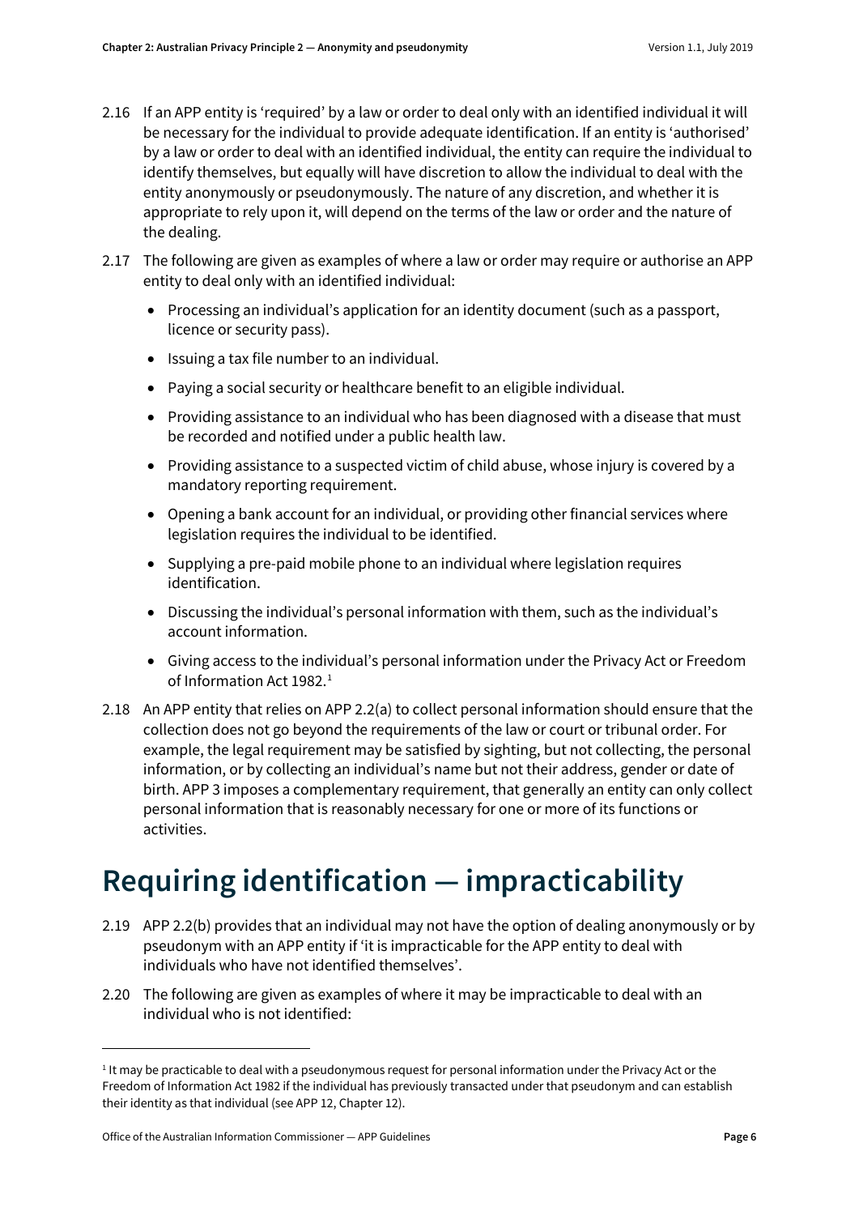2.16 If an APP entity is 'required' by a law or order to deal only with an identified individual it will be necessary for the individual to provide adequate identification. If an entity is 'authorised' by a law or order to deal with an identified individual, the entity can require the individual to identify themselves, but equally will have discretion to allow the individual to deal with the entity anonymously or pseudonymously. The nature of any discretion, and whether it is appropriate to rely upon it, will depend on the terms of the law or order and the nature of the dealing.

2.17 The following are given as examples of where a law or order may require or authorise an APP entity to deal only with an identified individual:

- Processing an individual's application for an identity document (such as a passport, licence or security pass).
- Issuing a tax file number to an individual.
- Paying a social security or healthcare benefit to an eligible individual.
- Providing assistance to an individual who has been diagnosed with a disease that must be recorded and notified under a public health law.
- Providing assistance to a suspected victim of child abuse, whose injury is covered by a mandatory reporting requirement.
- Opening a bank account for an individual, or providing other financial services where legislation requires the individual to be identified.
- Supplying a pre-paid mobile phone to an individual where legislation requires identification.
- Discussing the individual's personal information with them, such as the individual's account information.
- Giving access to the individual's personal information under the Privacy Act or Freedom of Information Act 1982.[1]

2.18 An APP entity that relies on APP 2.2(a) to collect personal information should ensure that the collection does not go beyond the requirements of the law or court or tribunal order. For example, the legal requirement may be satisfied by sighting, but not collecting, the personal information, or by collecting an individual's name but not their address, gender or date of birth. APP 3 imposes a complementary requirement, that generally an entity can only collect personal information that is reasonably necessary for one or more of its functions or activities.

# Requiring identification — impracticability

2.19 APP 2.2(b) provides that an individual may not have the option of dealing anonymously or by pseudonym with an APP entity if 'it is impracticable for the APP entity to deal with individuals who have not identified themselves'.

2.20 The following are given as examples of where it may be impracticable to deal with an individual who is not identified:

[1] It may be practicable to deal with a pseudonymous request for personal information under the Privacy Act or the Freedom of Information Act 1982 if the individual has previously transacted under that pseudonym and can establish their identity as that individual (see APP 12, Chapter 12).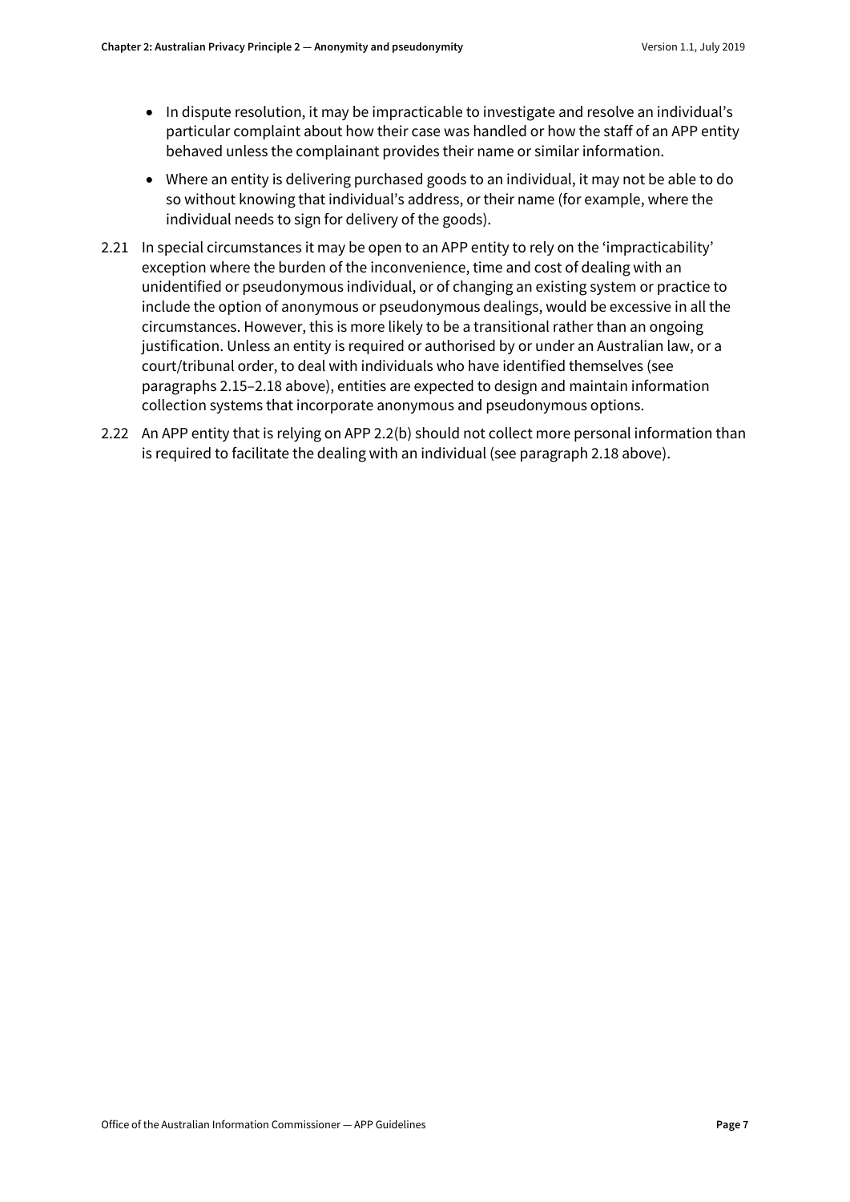- In dispute resolution, it may be impracticable to investigate and resolve an individual's particular complaint about how their case was handled or how the staff of an APP entity behaved unless the complainant provides their name or similar information.
- Where an entity is delivering purchased goods to an individual, it may not be able to do so without knowing that individual's address, or their name (for example, where the individual needs to sign for delivery of the goods).

2.21 In special circumstances it may be open to an APP entity to rely on the 'impracticability' exception where the burden of the inconvenience, time and cost of dealing with an unidentified or pseudonymous individual, or of changing an existing system or practice to include the option of anonymous or pseudonymous dealings, would be excessive in all the circumstances. However, this is more likely to be a transitional rather than an ongoing justification. Unless an entity is required or authorised by or under an Australian law, or a court/tribunal order, to deal with individuals who have identified themselves (see paragraphs 2.15–2.18 above), entities are expected to design and maintain information collection systems that incorporate anonymous and pseudonymous options.

2.22 An APP entity that is relying on APP 2.2(b) should not collect more personal information than is required to facilitate the dealing with an individual (see paragraph 2.18 above).